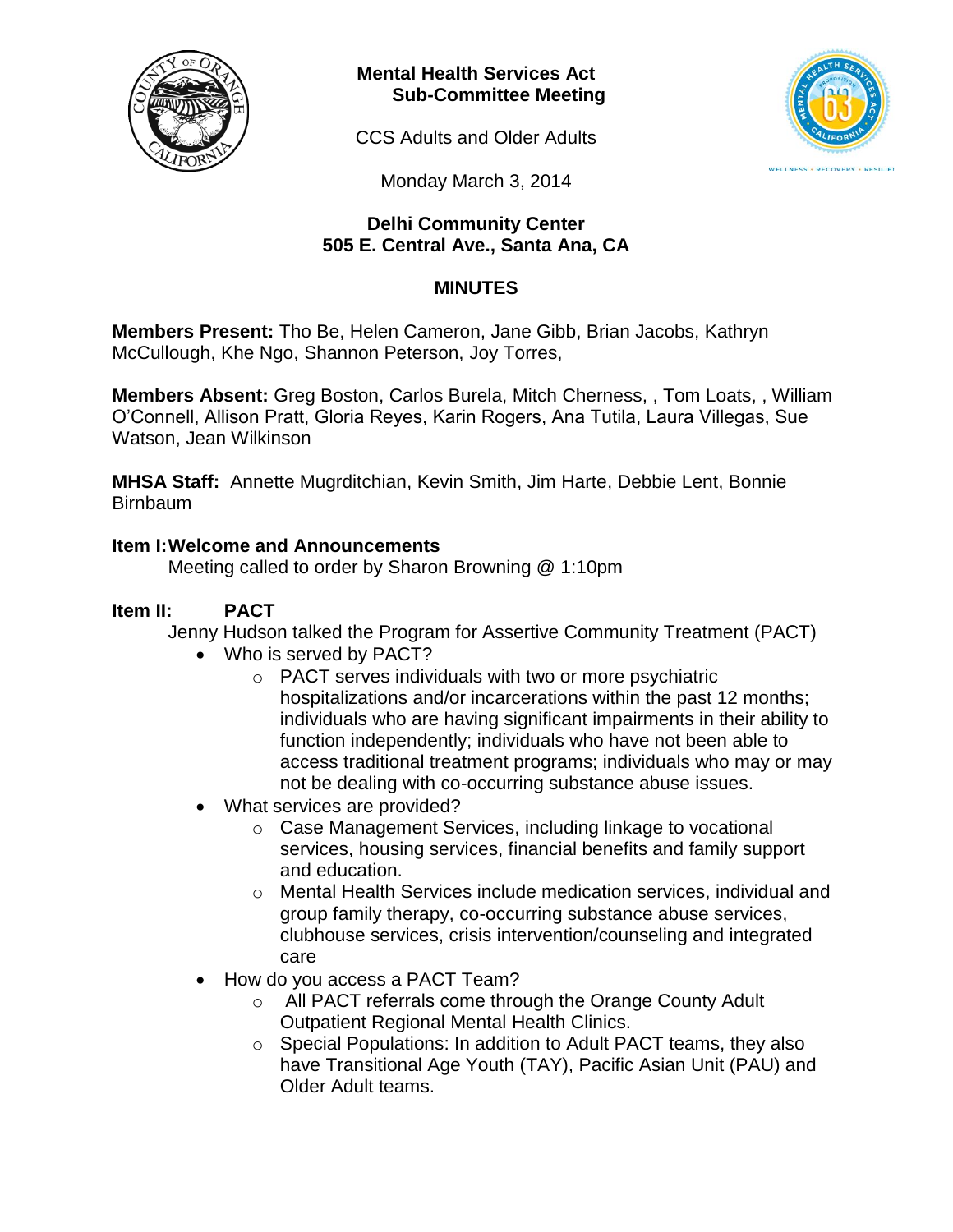**Mental Health Services Act**
**Sub-Committee Meeting**

CCS Adults and Older Adults

Monday March 3, 2014

**Delhi Community Center**
**505 E. Central Ave., Santa Ana, CA**

## MINUTES

**Members Present:** Tho Be, Helen Cameron, Jane Gibb, Brian Jacobs, Kathryn McCullough, Khe Ngo, Shannon Peterson, Joy Torres,

**Members Absent:** Greg Boston, Carlos Burela, Mitch Cherness, , Tom Loats, , William O'Connell, Allison Pratt, Gloria Reyes, Karin Rogers, Ana Tutila, Laura Villegas, Sue Watson, Jean Wilkinson

**MHSA Staff:** Annette Mugrditchian, Kevin Smith, Jim Harte, Debbie Lent, Bonnie Birnbaum

### Item I: Welcome and Announcements

Meeting called to order by Sharon Browning @ 1:10pm

### Item II: PACT

Jenny Hudson talked the Program for Assertive Community Treatment (PACT)

- Who is served by PACT?
  - PACT serves individuals with two or more psychiatric hospitalizations and/or incarcerations within the past 12 months; individuals who are having significant impairments in their ability to function independently; individuals who have not been able to access traditional treatment programs; individuals who may or may not be dealing with co-occurring substance abuse issues.
- What services are provided?
  - Case Management Services, including linkage to vocational services, housing services, financial benefits and family support and education.
  - Mental Health Services include medication services, individual and group family therapy, co-occurring substance abuse services, clubhouse services, crisis intervention/counseling and integrated care
- How do you access a PACT Team?
  - All PACT referrals come through the Orange County Adult Outpatient Regional Mental Health Clinics.
  - Special Populations: In addition to Adult PACT teams, they also have Transitional Age Youth (TAY), Pacific Asian Unit (PAU) and Older Adult teams.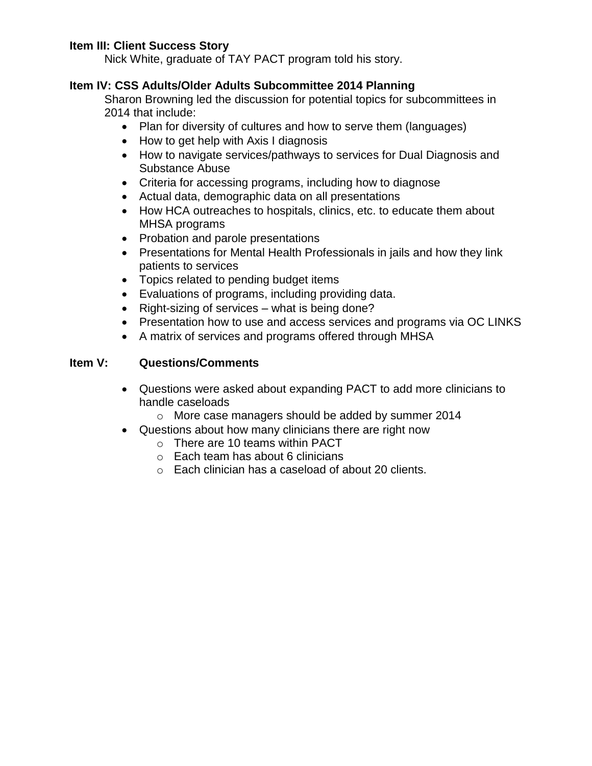**Item III: Client Success Story**

Nick White, graduate of TAY PACT program told his story.

**Item IV: CSS Adults/Older Adults Subcommittee 2014 Planning**

Sharon Browning led the discussion for potential topics for subcommittees in 2014 that include:

- Plan for diversity of cultures and how to serve them (languages)
- How to get help with Axis I diagnosis
- How to navigate services/pathways to services for Dual Diagnosis and Substance Abuse
- Criteria for accessing programs, including how to diagnose
- Actual data, demographic data on all presentations
- How HCA outreaches to hospitals, clinics, etc. to educate them about MHSA programs
- Probation and parole presentations
- Presentations for Mental Health Professionals in jails and how they link patients to services
- Topics related to pending budget items
- Evaluations of programs, including providing data.
- Right-sizing of services – what is being done?
- Presentation how to use and access services and programs via OC LINKS
- A matrix of services and programs offered through MHSA

**Item V: Questions/Comments**

- Questions were asked about expanding PACT to add more clinicians to handle caseloads
  - More case managers should be added by summer 2014
- Questions about how many clinicians there are right now
  - There are 10 teams within PACT
  - Each team has about 6 clinicians
  - Each clinician has a caseload of about 20 clients.